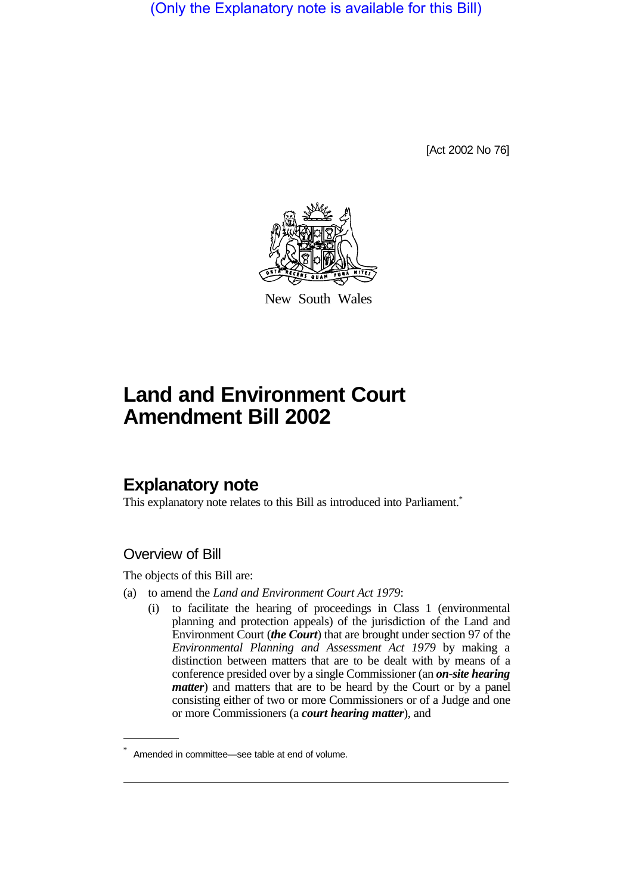(Only the Explanatory note is available for this Bill)

[Act 2002 No 76]

New South Wales

# Land and Environment Court Amendment Bill 2002

## Explanatory note

This explanatory note relates to this Bill as introduced into Parliament.*

### Overview of Bill

The objects of this Bill are:

(a) to amend the *Land and Environment Court Act 1979*:

(i) to facilitate the hearing of proceedings in Class 1 (environmental planning and protection appeals) of the jurisdiction of the Land and Environment Court (***the Court***) that are brought under section 97 of the *Environmental Planning and Assessment Act 1979* by making a distinction between matters that are to be dealt with by means of a conference presided over by a single Commissioner (an ***on-site hearing matter***) and matters that are to be heard by the Court or by a panel consisting either of two or more Commissioners or of a Judge and one or more Commissioners (a ***court hearing matter***), and

* Amended in committee—see table at end of volume.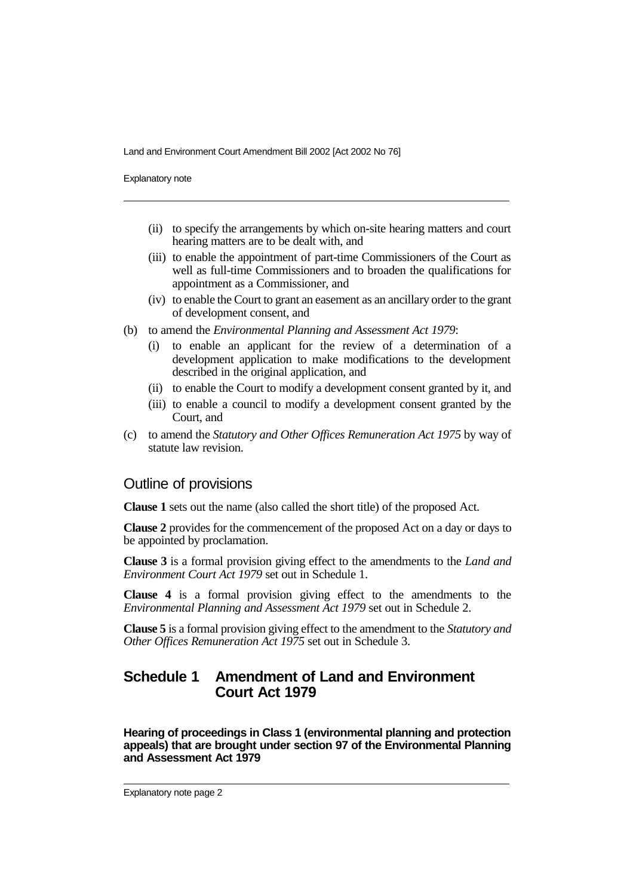(ii) to specify the arrangements by which on-site hearing matters and court hearing matters are to be dealt with, and

(iii) to enable the appointment of part-time Commissioners of the Court as well as full-time Commissioners and to broaden the qualifications for appointment as a Commissioner, and

(iv) to enable the Court to grant an easement as an ancillary order to the grant of development consent, and

(b) to amend the *Environmental Planning and Assessment Act 1979*:

(i) to enable an applicant for the review of a determination of a development application to make modifications to the development described in the original application, and

(ii) to enable the Court to modify a development consent granted by it, and

(iii) to enable a council to modify a development consent granted by the Court, and

(c) to amend the *Statutory and Other Offices Remuneration Act 1975* by way of statute law revision.

## Outline of provisions

**Clause 1** sets out the name (also called the short title) of the proposed Act.

**Clause 2** provides for the commencement of the proposed Act on a day or days to be appointed by proclamation.

**Clause 3** is a formal provision giving effect to the amendments to the *Land and Environment Court Act 1979* set out in Schedule 1.

**Clause 4** is a formal provision giving effect to the amendments to the *Environmental Planning and Assessment Act 1979* set out in Schedule 2.

**Clause 5** is a formal provision giving effect to the amendment to the *Statutory and Other Offices Remuneration Act 1975* set out in Schedule 3.

## Schedule 1 Amendment of Land and Environment Court Act 1979

**Hearing of proceedings in Class 1 (environmental planning and protection appeals) that are brought under section 97 of the Environmental Planning and Assessment Act 1979**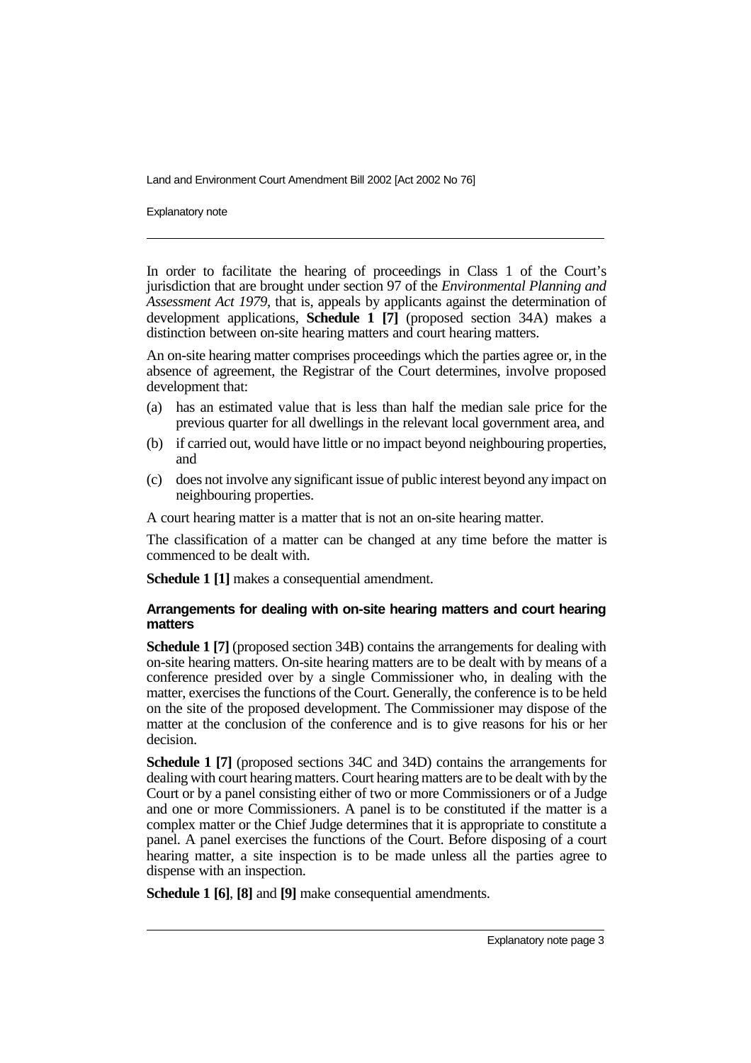In order to facilitate the hearing of proceedings in Class 1 of the Court's jurisdiction that are brought under section 97 of the *Environmental Planning and Assessment Act 1979*, that is, appeals by applicants against the determination of development applications, **Schedule 1 [7]** (proposed section 34A) makes a distinction between on-site hearing matters and court hearing matters.

An on-site hearing matter comprises proceedings which the parties agree or, in the absence of agreement, the Registrar of the Court determines, involve proposed development that:

(a) has an estimated value that is less than half the median sale price for the previous quarter for all dwellings in the relevant local government area, and

(b) if carried out, would have little or no impact beyond neighbouring properties, and

(c) does not involve any significant issue of public interest beyond any impact on neighbouring properties.

A court hearing matter is a matter that is not an on-site hearing matter.

The classification of a matter can be changed at any time before the matter is commenced to be dealt with.

**Schedule 1 [1]** makes a consequential amendment.

#### Arrangements for dealing with on-site hearing matters and court hearing matters

**Schedule 1 [7]** (proposed section 34B) contains the arrangements for dealing with on-site hearing matters. On-site hearing matters are to be dealt with by means of a conference presided over by a single Commissioner who, in dealing with the matter, exercises the functions of the Court. Generally, the conference is to be held on the site of the proposed development. The Commissioner may dispose of the matter at the conclusion of the conference and is to give reasons for his or her decision.

**Schedule 1 [7]** (proposed sections 34C and 34D) contains the arrangements for dealing with court hearing matters. Court hearing matters are to be dealt with by the Court or by a panel consisting either of two or more Commissioners or of a Judge and one or more Commissioners. A panel is to be constituted if the matter is a complex matter or the Chief Judge determines that it is appropriate to constitute a panel. A panel exercises the functions of the Court. Before disposing of a court hearing matter, a site inspection is to be made unless all the parties agree to dispense with an inspection.

**Schedule 1 [6]**, **[8]** and **[9]** make consequential amendments.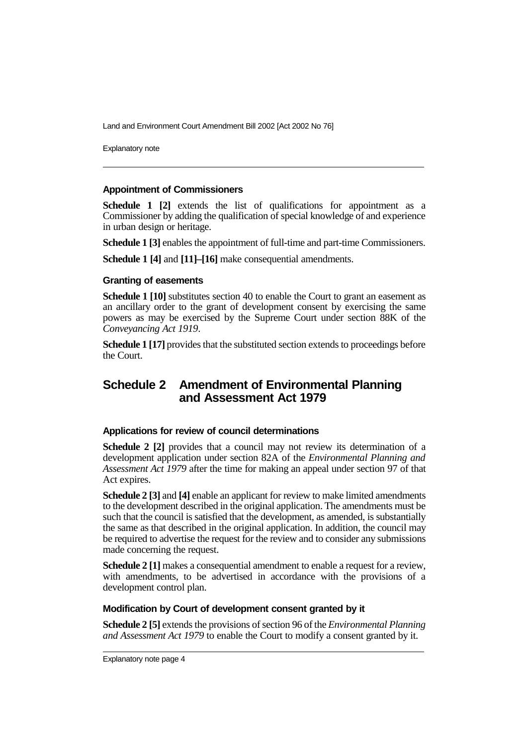### Appointment of Commissioners

**Schedule 1 [2]** extends the list of qualifications for appointment as a Commissioner by adding the qualification of special knowledge of and experience in urban design or heritage.

**Schedule 1 [3]** enables the appointment of full-time and part-time Commissioners.

**Schedule 1 [4]** and **[11]–[16]** make consequential amendments.

### Granting of easements

**Schedule 1 [10]** substitutes section 40 to enable the Court to grant an easement as an ancillary order to the grant of development consent by exercising the same powers as may be exercised by the Supreme Court under section 88K of the *Conveyancing Act 1919*.

**Schedule 1 [17]** provides that the substituted section extends to proceedings before the Court.

## Schedule 2 Amendment of Environmental Planning and Assessment Act 1979

### Applications for review of council determinations

**Schedule 2 [2]** provides that a council may not review its determination of a development application under section 82A of the *Environmental Planning and Assessment Act 1979* after the time for making an appeal under section 97 of that Act expires.

**Schedule 2 [3]** and **[4]** enable an applicant for review to make limited amendments to the development described in the original application. The amendments must be such that the council is satisfied that the development, as amended, is substantially the same as that described in the original application. In addition, the council may be required to advertise the request for the review and to consider any submissions made concerning the request.

**Schedule 2 [1]** makes a consequential amendment to enable a request for a review, with amendments, to be advertised in accordance with the provisions of a development control plan.

### Modification by Court of development consent granted by it

**Schedule 2 [5]** extends the provisions of section 96 of the *Environmental Planning and Assessment Act 1979* to enable the Court to modify a consent granted by it.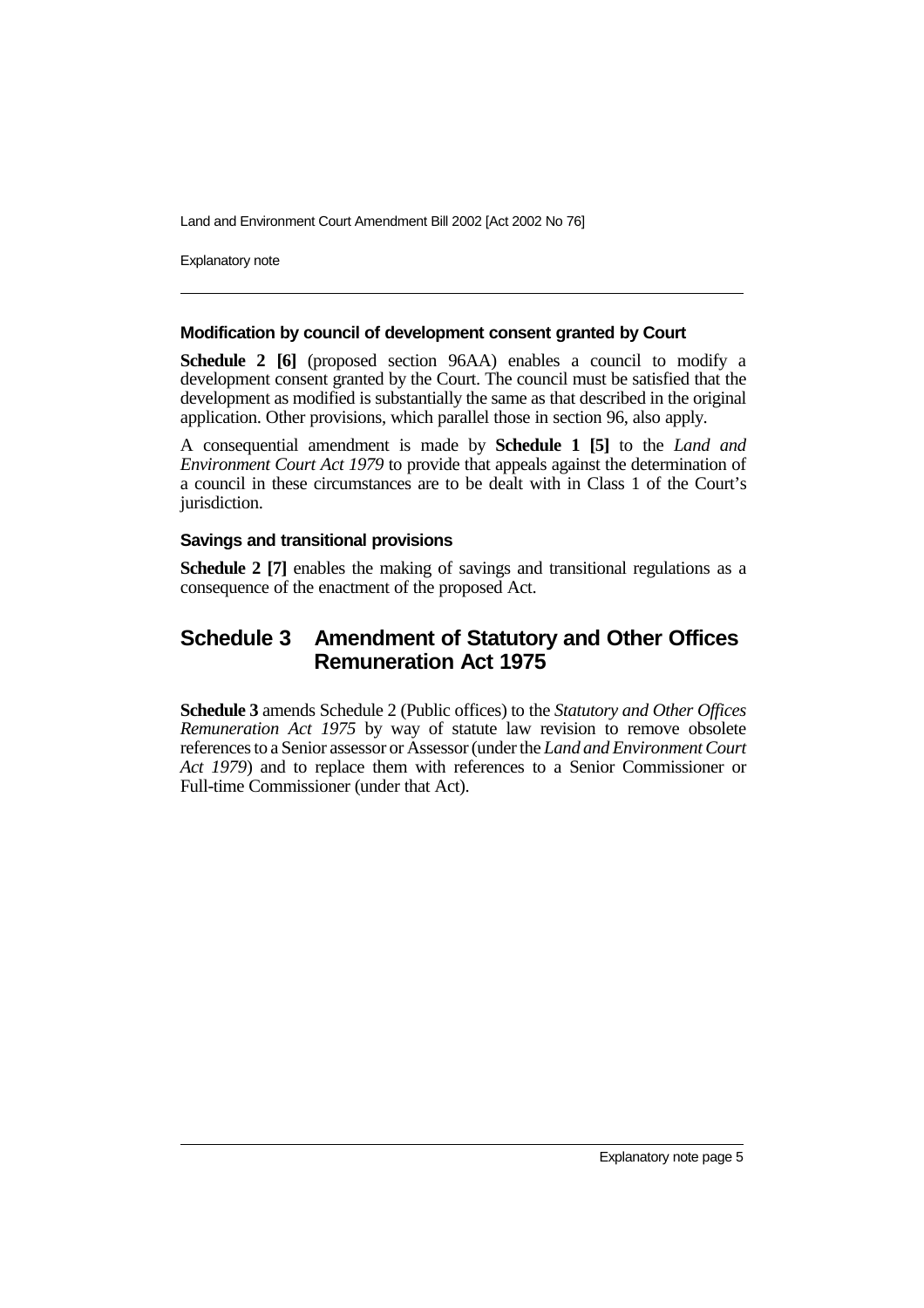### Modification by council of development consent granted by Court

**Schedule 2 [6]** (proposed section 96AA) enables a council to modify a development consent granted by the Court. The council must be satisfied that the development as modified is substantially the same as that described in the original application. Other provisions, which parallel those in section 96, also apply.

A consequential amendment is made by **Schedule 1 [5]** to the *Land and Environment Court Act 1979* to provide that appeals against the determination of a council in these circumstances are to be dealt with in Class 1 of the Court's jurisdiction.

### Savings and transitional provisions

**Schedule 2 [7]** enables the making of savings and transitional regulations as a consequence of the enactment of the proposed Act.

## Schedule 3 Amendment of Statutory and Other Offices Remuneration Act 1975

**Schedule 3** amends Schedule 2 (Public offices) to the *Statutory and Other Offices Remuneration Act 1975* by way of statute law revision to remove obsolete references to a Senior assessor or Assessor (under the *Land and Environment Court Act 1979*) and to replace them with references to a Senior Commissioner or Full-time Commissioner (under that Act).